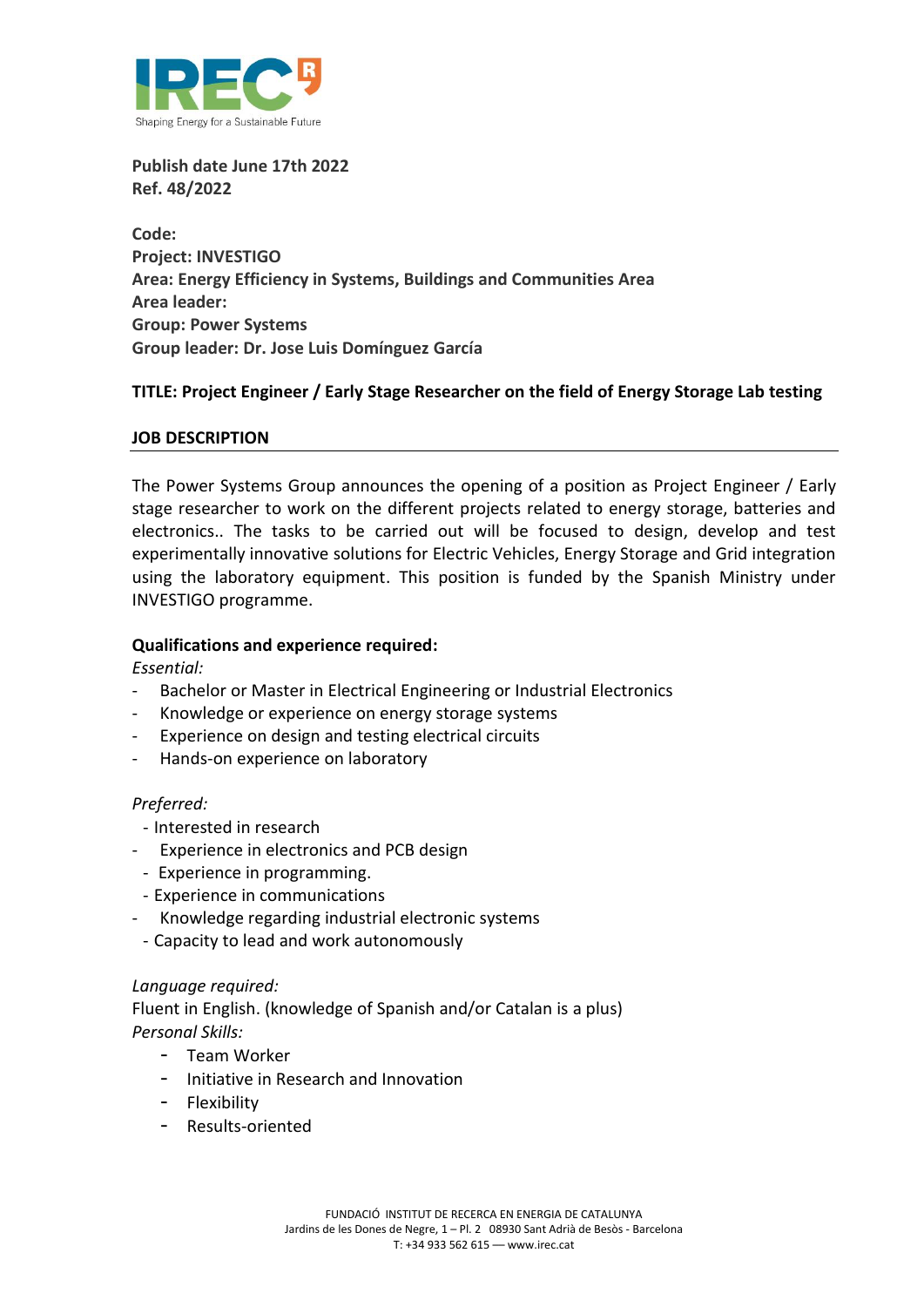**Publish date June 17th 2022**
**Ref. 48/2022**

**Code:**
**Project: INVESTIGO**
**Area: Energy Efficiency in Systems, Buildings and Communities Area**
**Area leader:**
**Group: Power Systems**
**Group leader: Dr. Jose Luis Domínguez García**

**TITLE: Project Engineer / Early Stage Researcher on the field of Energy Storage Lab testing**

## JOB DESCRIPTION

The Power Systems Group announces the opening of a position as Project Engineer / Early stage researcher to work on the different projects related to energy storage, batteries and electronics.. The tasks to be carried out will be focused to design, develop and test experimentally innovative solutions for Electric Vehicles, Energy Storage and Grid integration using the laboratory equipment. This position is funded by the Spanish Ministry under INVESTIGO programme.

**Qualifications and experience required:**

*Essential:*

- Bachelor or Master in Electrical Engineering or Industrial Electronics
- Knowledge or experience on energy storage systems
- Experience on design and testing electrical circuits
- Hands-on experience on laboratory

*Preferred:*

- Interested in research
- Experience in electronics and PCB design
- Experience in programming.
- Experience in communications
- Knowledge regarding industrial electronic systems
- Capacity to lead and work autonomously

*Language required:*

Fluent in English. (knowledge of Spanish and/or Catalan is a plus)

*Personal Skills:*

- Team Worker
- Initiative in Research and Innovation
- Flexibility
- Results-oriented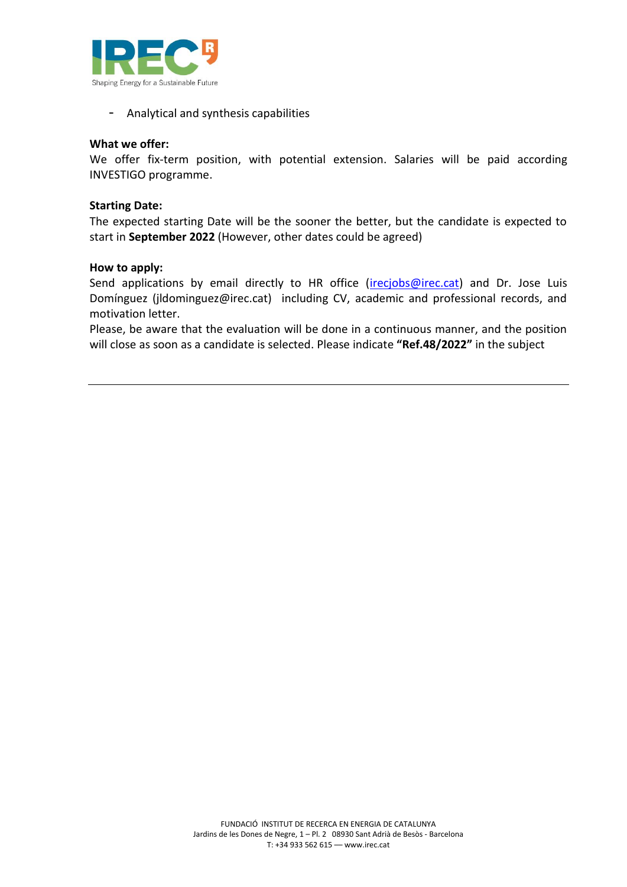- Analytical and synthesis capabilities

**What we offer:**
We offer fix-term position, with potential extension. Salaries will be paid according INVESTIGO programme.

**Starting Date:**
The expected starting Date will be the sooner the better, but the candidate is expected to start in **September 2022** (However, other dates could be agreed)

**How to apply:**
Send applications by email directly to HR office (irecjobs@irec.cat) and Dr. Jose Luis Domínguez (jldominguez@irec.cat) including CV, academic and professional records, and motivation letter.
Please, be aware that the evaluation will be done in a continuous manner, and the position will close as soon as a candidate is selected. Please indicate **"Ref.48/2022"** in the subject

---

FUNDACIÓ INSTITUT DE RECERCA EN ENERGIA DE CATALUNYA
Jardins de les Dones de Negre, 1 – Pl. 2 08930 Sant Adrià de Besòs - Barcelona
T: +34 933 562 615 — www.irec.cat